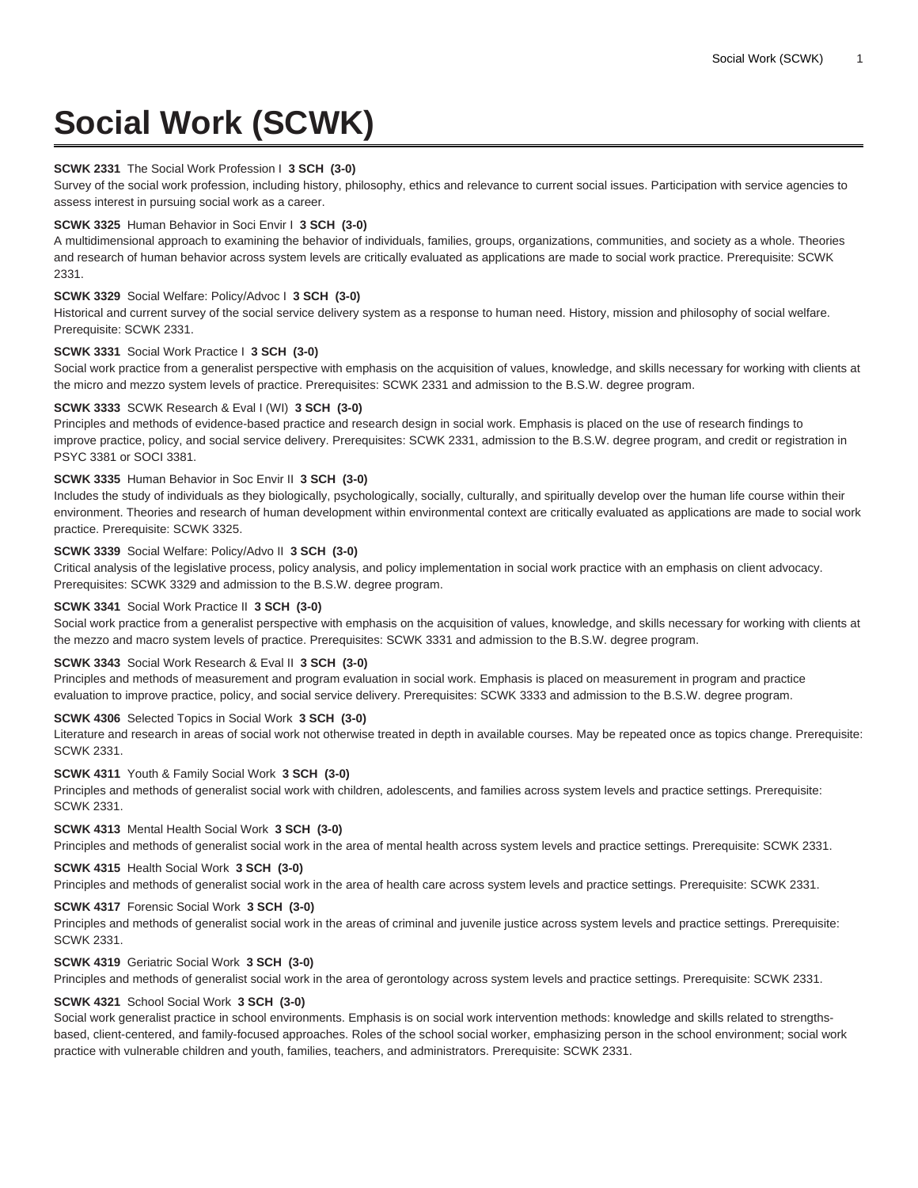# Social Work (SCWK)

**SCWK 2331** The Social Work Profession I **3 SCH (3-0)**
Survey of the social work profession, including history, philosophy, ethics and relevance to current social issues. Participation with service agencies to assess interest in pursuing social work as a career.

**SCWK 3325** Human Behavior in Soci Envir I **3 SCH (3-0)**
A multidimensional approach to examining the behavior of individuals, families, groups, organizations, communities, and society as a whole. Theories and research of human behavior across system levels are critically evaluated as applications are made to social work practice. Prerequisite: SCWK 2331.

**SCWK 3329** Social Welfare: Policy/Advoc I **3 SCH (3-0)**
Historical and current survey of the social service delivery system as a response to human need. History, mission and philosophy of social welfare. Prerequisite: SCWK 2331.

**SCWK 3331** Social Work Practice I **3 SCH (3-0)**
Social work practice from a generalist perspective with emphasis on the acquisition of values, knowledge, and skills necessary for working with clients at the micro and mezzo system levels of practice. Prerequisites: SCWK 2331 and admission to the B.S.W. degree program.

**SCWK 3333** SCWK Research & Eval I (WI) **3 SCH (3-0)**
Principles and methods of evidence-based practice and research design in social work. Emphasis is placed on the use of research findings to improve practice, policy, and social service delivery. Prerequisites: SCWK 2331, admission to the B.S.W. degree program, and credit or registration in PSYC 3381 or SOCI 3381.

**SCWK 3335** Human Behavior in Soc Envir II **3 SCH (3-0)**
Includes the study of individuals as they biologically, psychologically, socially, culturally, and spiritually develop over the human life course within their environment. Theories and research of human development within environmental context are critically evaluated as applications are made to social work practice. Prerequisite: SCWK 3325.

**SCWK 3339** Social Welfare: Policy/Advo II **3 SCH (3-0)**
Critical analysis of the legislative process, policy analysis, and policy implementation in social work practice with an emphasis on client advocacy. Prerequisites: SCWK 3329 and admission to the B.S.W. degree program.

**SCWK 3341** Social Work Practice II **3 SCH (3-0)**
Social work practice from a generalist perspective with emphasis on the acquisition of values, knowledge, and skills necessary for working with clients at the mezzo and macro system levels of practice. Prerequisites: SCWK 3331 and admission to the B.S.W. degree program.

**SCWK 3343** Social Work Research & Eval II **3 SCH (3-0)**
Principles and methods of measurement and program evaluation in social work. Emphasis is placed on measurement in program and practice evaluation to improve practice, policy, and social service delivery. Prerequisites: SCWK 3333 and admission to the B.S.W. degree program.

**SCWK 4306** Selected Topics in Social Work **3 SCH (3-0)**
Literature and research in areas of social work not otherwise treated in depth in available courses. May be repeated once as topics change. Prerequisite: SCWK 2331.

**SCWK 4311** Youth & Family Social Work **3 SCH (3-0)**
Principles and methods of generalist social work with children, adolescents, and families across system levels and practice settings. Prerequisite: SCWK 2331.

**SCWK 4313** Mental Health Social Work **3 SCH (3-0)**
Principles and methods of generalist social work in the area of mental health across system levels and practice settings. Prerequisite: SCWK 2331.

**SCWK 4315** Health Social Work **3 SCH (3-0)**
Principles and methods of generalist social work in the area of health care across system levels and practice settings. Prerequisite: SCWK 2331.

**SCWK 4317** Forensic Social Work **3 SCH (3-0)**
Principles and methods of generalist social work in the areas of criminal and juvenile justice across system levels and practice settings. Prerequisite: SCWK 2331.

**SCWK 4319** Geriatric Social Work **3 SCH (3-0)**
Principles and methods of generalist social work in the area of gerontology across system levels and practice settings. Prerequisite: SCWK 2331.

**SCWK 4321** School Social Work **3 SCH (3-0)**
Social work generalist practice in school environments. Emphasis is on social work intervention methods: knowledge and skills related to strengths-based, client-centered, and family-focused approaches. Roles of the school social worker, emphasizing person in the school environment; social work practice with vulnerable children and youth, families, teachers, and administrators. Prerequisite: SCWK 2331.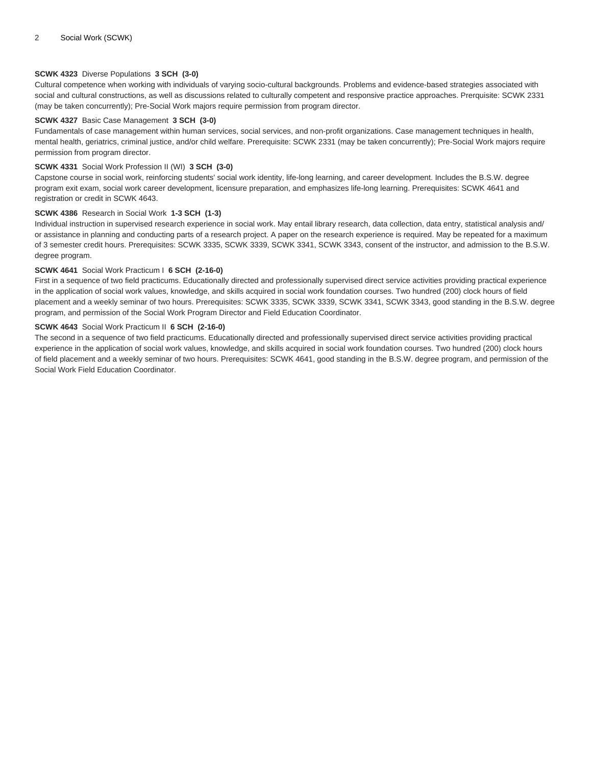**SCWK 4323** Diverse Populations **3 SCH (3-0)**
Cultural competence when working with individuals of varying socio-cultural backgrounds. Problems and evidence-based strategies associated with social and cultural constructions, as well as discussions related to culturally competent and responsive practice approaches. Prerquisite: SCWK 2331 (may be taken concurrently); Pre-Social Work majors require permission from program director.

**SCWK 4327** Basic Case Management **3 SCH (3-0)**
Fundamentals of case management within human services, social services, and non-profit organizations. Case management techniques in health, mental health, geriatrics, criminal justice, and/or child welfare. Prerequisite: SCWK 2331 (may be taken concurrently); Pre-Social Work majors require permission from program director.

**SCWK 4331** Social Work Profession II (WI) **3 SCH (3-0)**
Capstone course in social work, reinforcing students' social work identity, life-long learning, and career development. Includes the B.S.W. degree program exit exam, social work career development, licensure preparation, and emphasizes life-long learning. Prerequisites: SCWK 4641 and registration or credit in SCWK 4643.

**SCWK 4386** Research in Social Work **1-3 SCH (1-3)**
Individual instruction in supervised research experience in social work. May entail library research, data collection, data entry, statistical analysis and/or assistance in planning and conducting parts of a research project. A paper on the research experience is required. May be repeated for a maximum of 3 semester credit hours. Prerequisites: SCWK 3335, SCWK 3339, SCWK 3341, SCWK 3343, consent of the instructor, and admission to the B.S.W. degree program.

**SCWK 4641** Social Work Practicum I **6 SCH (2-16-0)**
First in a sequence of two field practicums. Educationally directed and professionally supervised direct service activities providing practical experience in the application of social work values, knowledge, and skills acquired in social work foundation courses. Two hundred (200) clock hours of field placement and a weekly seminar of two hours. Prerequisites: SCWK 3335, SCWK 3339, SCWK 3341, SCWK 3343, good standing in the B.S.W. degree program, and permission of the Social Work Program Director and Field Education Coordinator.

**SCWK 4643** Social Work Practicum II **6 SCH (2-16-0)**
The second in a sequence of two field practicums. Educationally directed and professionally supervised direct service activities providing practical experience in the application of social work values, knowledge, and skills acquired in social work foundation courses. Two hundred (200) clock hours of field placement and a weekly seminar of two hours. Prerequisites: SCWK 4641, good standing in the B.S.W. degree program, and permission of the Social Work Field Education Coordinator.